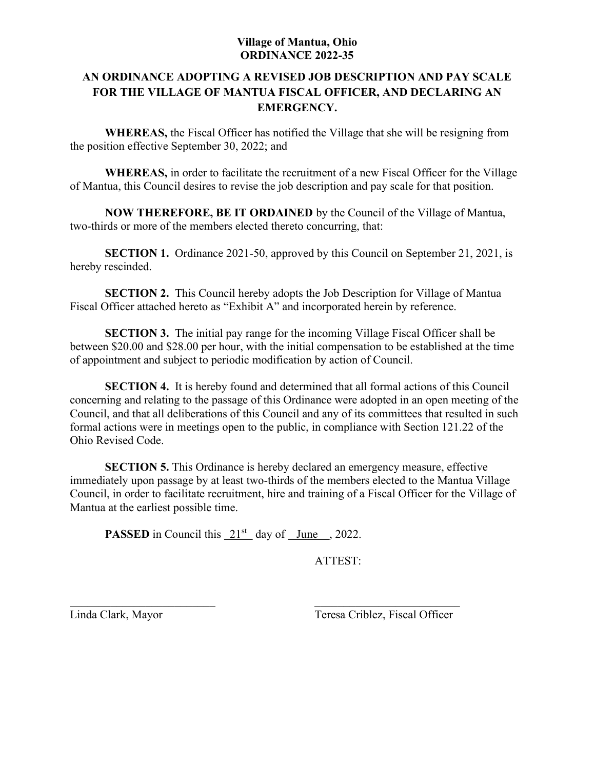**Village of Mantua, Ohio**
**ORDINANCE 2022-35**

# AN ORDINANCE ADOPTING A REVISED JOB DESCRIPTION AND PAY SCALE FOR THE VILLAGE OF MANTUA FISCAL OFFICER, AND DECLARING AN EMERGENCY.

**WHEREAS,** the Fiscal Officer has notified the Village that she will be resigning from the position effective September 30, 2022; and

**WHEREAS,** in order to facilitate the recruitment of a new Fiscal Officer for the Village of Mantua, this Council desires to revise the job description and pay scale for that position.

**NOW THEREFORE, BE IT ORDAINED** by the Council of the Village of Mantua, two-thirds or more of the members elected thereto concurring, that:

**SECTION 1.** Ordinance 2021-50, approved by this Council on September 21, 2021, is hereby rescinded.

**SECTION 2.** This Council hereby adopts the Job Description for Village of Mantua Fiscal Officer attached hereto as "Exhibit A" and incorporated herein by reference.

**SECTION 3.** The initial pay range for the incoming Village Fiscal Officer shall be between $20.00 and $28.00 per hour, with the initial compensation to be established at the time of appointment and subject to periodic modification by action of Council.

**SECTION 4.** It is hereby found and determined that all formal actions of this Council concerning and relating to the passage of this Ordinance were adopted in an open meeting of the Council, and that all deliberations of this Council and any of its committees that resulted in such formal actions were in meetings open to the public, in compliance with Section 121.22 of the Ohio Revised Code.

**SECTION 5.** This Ordinance is hereby declared an emergency measure, effective immediately upon passage by at least two-thirds of the members elected to the Mantua Village Council, in order to facilitate recruitment, hire and training of a Fiscal Officer for the Village of Mantua at the earliest possible time.

**PASSED** in Council this 21st day of June, 2022.

ATTEST:

\_\_\_\_\_\_\_\_\_\_\_\_\_\_\_\_\_\_\_\_\_\_\_\_\_\_
Linda Clark, Mayor

\_\_\_\_\_\_\_\_\_\_\_\_\_\_\_\_\_\_\_\_\_\_\_\_\_\_
Teresa Criblez, Fiscal Officer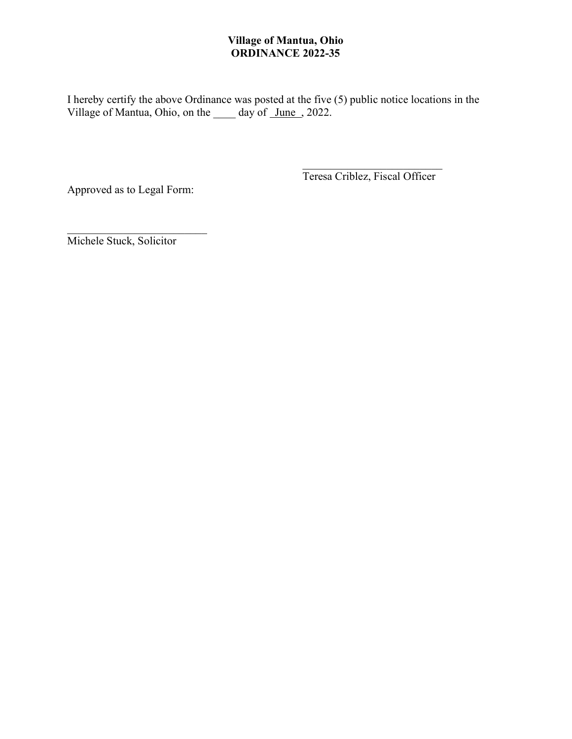**Village of Mantua, Ohio**
**ORDINANCE 2022-35**

I hereby certify the above Ordinance was posted at the five (5) public notice locations in the Village of Mantua, Ohio, on the ____ day of June, 2022.

___________________________
Teresa Criblez, Fiscal Officer

Approved as to Legal Form:

___________________________
Michele Stuck, Solicitor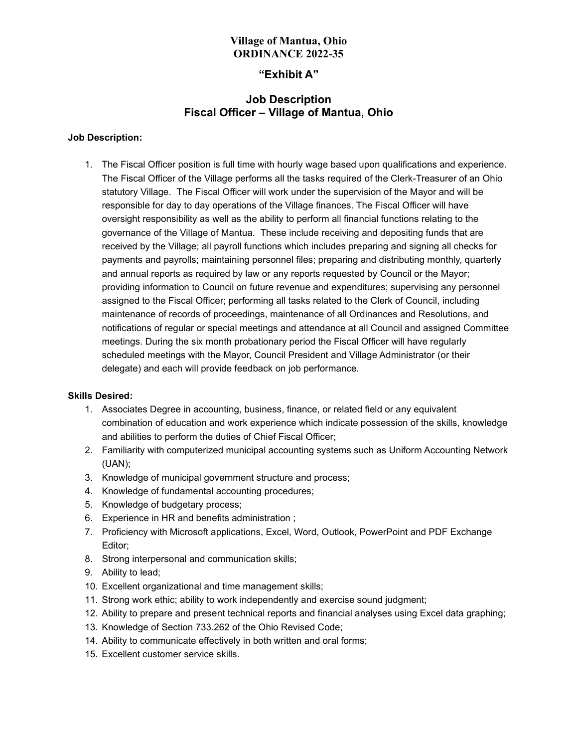**Village of Mantua, Ohio**
**ORDINANCE 2022-35**

## "Exhibit A"

## Job Description
## Fiscal Officer – Village of Mantua, Ohio

**Job Description:**

1. The Fiscal Officer position is full time with hourly wage based upon qualifications and experience. The Fiscal Officer of the Village performs all the tasks required of the Clerk-Treasurer of an Ohio statutory Village. The Fiscal Officer will work under the supervision of the Mayor and will be responsible for day to day operations of the Village finances. The Fiscal Officer will have oversight responsibility as well as the ability to perform all financial functions relating to the governance of the Village of Mantua. These include receiving and depositing funds that are received by the Village; all payroll functions which includes preparing and signing all checks for payments and payrolls; maintaining personnel files; preparing and distributing monthly, quarterly and annual reports as required by law or any reports requested by Council or the Mayor; providing information to Council on future revenue and expenditures; supervising any personnel assigned to the Fiscal Officer; performing all tasks related to the Clerk of Council, including maintenance of records of proceedings, maintenance of all Ordinances and Resolutions, and notifications of regular or special meetings and attendance at all Council and assigned Committee meetings. During the six month probationary period the Fiscal Officer will have regularly scheduled meetings with the Mayor, Council President and Village Administrator (or their delegate) and each will provide feedback on job performance.

**Skills Desired:**

1. Associates Degree in accounting, business, finance, or related field or any equivalent combination of education and work experience which indicate possession of the skills, knowledge and abilities to perform the duties of Chief Fiscal Officer;
2. Familiarity with computerized municipal accounting systems such as Uniform Accounting Network (UAN);
3. Knowledge of municipal government structure and process;
4. Knowledge of fundamental accounting procedures;
5. Knowledge of budgetary process;
6. Experience in HR and benefits administration ;
7. Proficiency with Microsoft applications, Excel, Word, Outlook, PowerPoint and PDF Exchange Editor;
8. Strong interpersonal and communication skills;
9. Ability to lead;
10. Excellent organizational and time management skills;
11. Strong work ethic; ability to work independently and exercise sound judgment;
12. Ability to prepare and present technical reports and financial analyses using Excel data graphing;
13. Knowledge of Section 733.262 of the Ohio Revised Code;
14. Ability to communicate effectively in both written and oral forms;
15. Excellent customer service skills.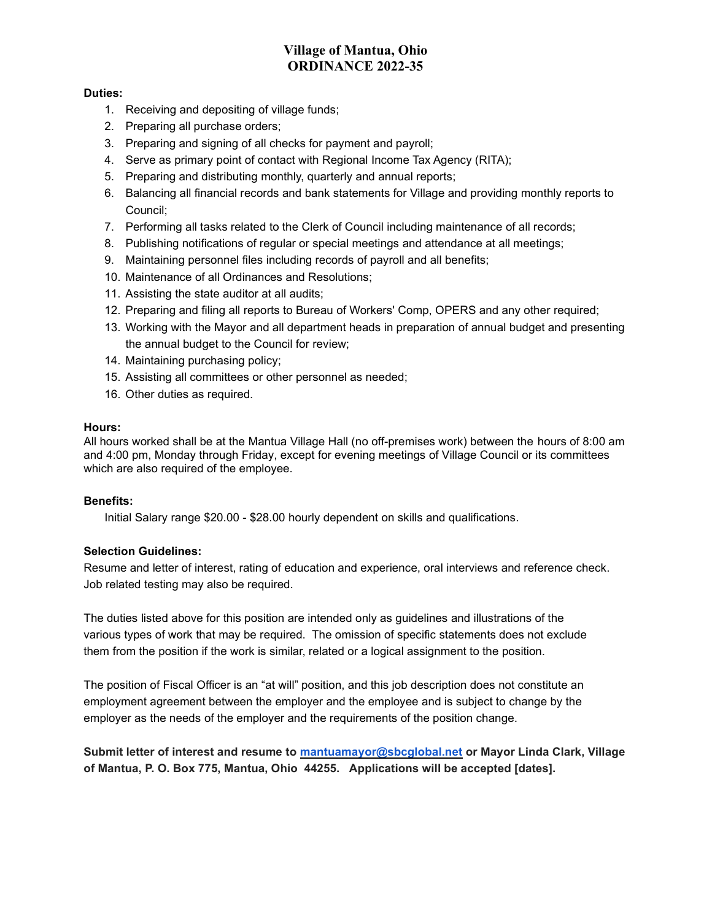# Village of Mantua, Ohio
# ORDINANCE 2022-35

**Duties:**

1. Receiving and depositing of village funds;
2. Preparing all purchase orders;
3. Preparing and signing of all checks for payment and payroll;
4. Serve as primary point of contact with Regional Income Tax Agency (RITA);
5. Preparing and distributing monthly, quarterly and annual reports;
6. Balancing all financial records and bank statements for Village and providing monthly reports to Council;
7. Performing all tasks related to the Clerk of Council including maintenance of all records;
8. Publishing notifications of regular or special meetings and attendance at all meetings;
9. Maintaining personnel files including records of payroll and all benefits;
10. Maintenance of all Ordinances and Resolutions;
11. Assisting the state auditor at all audits;
12. Preparing and filing all reports to Bureau of Workers' Comp, OPERS and any other required;
13. Working with the Mayor and all department heads in preparation of annual budget and presenting the annual budget to the Council for review;
14. Maintaining purchasing policy;
15. Assisting all committees or other personnel as needed;
16. Other duties as required.

**Hours:**
All hours worked shall be at the Mantua Village Hall (no off-premises work) between the hours of 8:00 am and 4:00 pm, Monday through Friday, except for evening meetings of Village Council or its committees which are also required of the employee.

**Benefits:**

Initial Salary range $20.00 - $28.00 hourly dependent on skills and qualifications.

**Selection Guidelines:**
Resume and letter of interest, rating of education and experience, oral interviews and reference check. Job related testing may also be required.

The duties listed above for this position are intended only as guidelines and illustrations of the various types of work that may be required. The omission of specific statements does not exclude them from the position if the work is similar, related or a logical assignment to the position.

The position of Fiscal Officer is an "at will" position, and this job description does not constitute an employment agreement between the employer and the employee and is subject to change by the employer as the needs of the employer and the requirements of the position change.

**Submit letter of interest and resume to mantuamayor@sbcglobal.net or Mayor Linda Clark, Village of Mantua, P. O. Box 775, Mantua, Ohio 44255. Applications will be accepted [dates].**